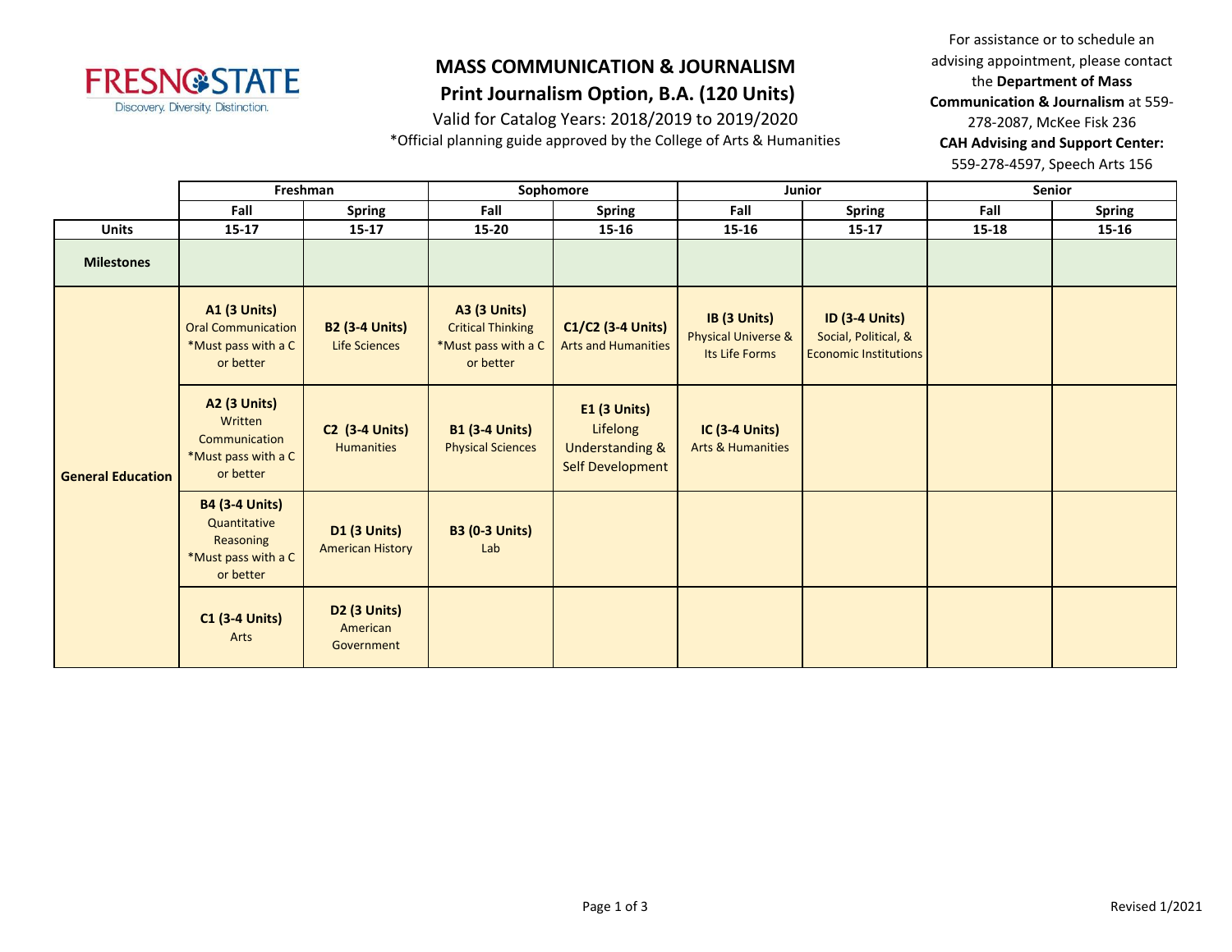# MASS COMMUNICATION & JOURNALISM

## Print Journalism Option, B.A. (120 Units)

Valid for Catalog Years: 2018/2019 to 2019/2020

*Official planning guide approved by the College of Arts & Humanities

For assistance or to schedule an advising appointment, please contact the **Department of Mass Communication & Journalism** at 559-278-2087, McKee Fisk 236

**CAH Advising and Support Center:** 559-278-4597, Speech Arts 156

| | Freshman | | Sophomore | | Junior | | Senior | |
|---|---|---|---|---|---|---|---|---|
| | Fall | Spring | Fall | Spring | Fall | Spring | Fall | Spring |
| **Units** | **15-17** | **15-17** | **15-20** | **15-16** | **15-16** | **15-17** | **15-18** | **15-16** |
| **Milestones** | | | | | | | | |
| **General Education** | **A1 (3 Units)** Oral Communication *Must pass with a C or better | **B2 (3-4 Units)** Life Sciences | **A3 (3 Units)** Critical Thinking *Must pass with a C or better | **C1/C2 (3-4 Units)** Arts and Humanities | **IB (3 Units)** Physical Universe & Its Life Forms | **ID (3-4 Units)** Social, Political, & Economic Institutions | | |
| | **A2 (3 Units)** Written Communication *Must pass with a C or better | **C2 (3-4 Units)** Humanities | **B1 (3-4 Units)** Physical Sciences | **E1 (3 Units)** Lifelong Understanding & Self Development | **IC (3-4 Units)** Arts & Humanities | | | |
| | **B4 (3-4 Units)** Quantitative Reasoning *Must pass with a C or better | **D1 (3 Units)** American History | **B3 (0-3 Units)** Lab | | | | | |
| | **C1 (3-4 Units)** Arts | **D2 (3 Units)** American Government | | | | | | |

Revised 1/2021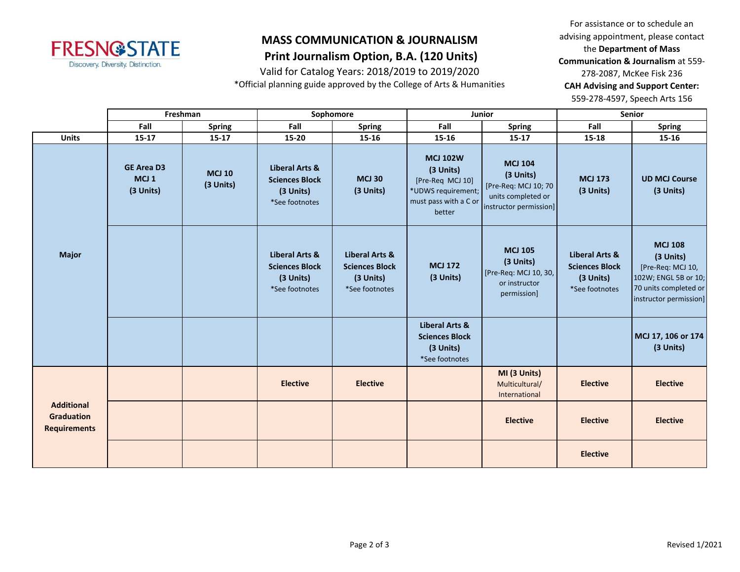# MASS COMMUNICATION & JOURNALISM

## Print Journalism Option, B.A. (120 Units)

Valid for Catalog Years: 2018/2019 to 2019/2020

*Official planning guide approved by the College of Arts & Humanities

For assistance or to schedule an advising appointment, please contact the **Department of Mass Communication & Journalism** at 559-278-2087, McKee Fisk 236

**CAH Advising and Support Center:** 559-278-4597, Speech Arts 156

| | Freshman | | Sophomore | | Junior | | Senior | |
|---|---|---|---|---|---|---|---|---|
| | Fall | Spring | Fall | Spring | Fall | Spring | Fall | Spring |
| **Units** | 15-17 | 15-17 | 15-20 | 15-16 | 15-16 | 15-17 | 15-18 | 15-16 |
| **Major** | **GE Area D3 MCJ 1 (3 Units)** | **MCJ 10 (3 Units)** | **Liberal Arts & Sciences Block (3 Units)** *See footnotes | **MCJ 30 (3 Units)** | **MCJ 102W (3 Units)** [Pre-Req MCJ 10] *UDWS requirement; must pass with a C or better | **MCJ 104 (3 Units)** [Pre-Req: MCJ 10; 70 units completed or instructor permission] | **MCJ 173 (3 Units)** | **UD MCJ Course (3 Units)** |
| | | | **Liberal Arts & Sciences Block (3 Units)** *See footnotes | **Liberal Arts & Sciences Block (3 Units)** *See footnotes | **MCJ 172 (3 Units)** | **MCJ 105 (3 Units)** [Pre-Req: MCJ 10, 30, or instructor permission] | **Liberal Arts & Sciences Block (3 Units)** *See footnotes | **MCJ 108 (3 Units)** [Pre-Req: MCJ 10, 102W; ENGL 5B or 10; 70 units completed or instructor permission] |
| | | | | | **Liberal Arts & Sciences Block (3 Units)** *See footnotes | | | **MCJ 17, 106 or 174 (3 Units)** |
| **Additional Graduation Requirements** | | | **Elective** | **Elective** | | **MI (3 Units)** Multicultural/ International | **Elective** | **Elective** |
| | | | | | | **Elective** | **Elective** | **Elective** |
| | | | | | | | **Elective** | |

Revised 1/2021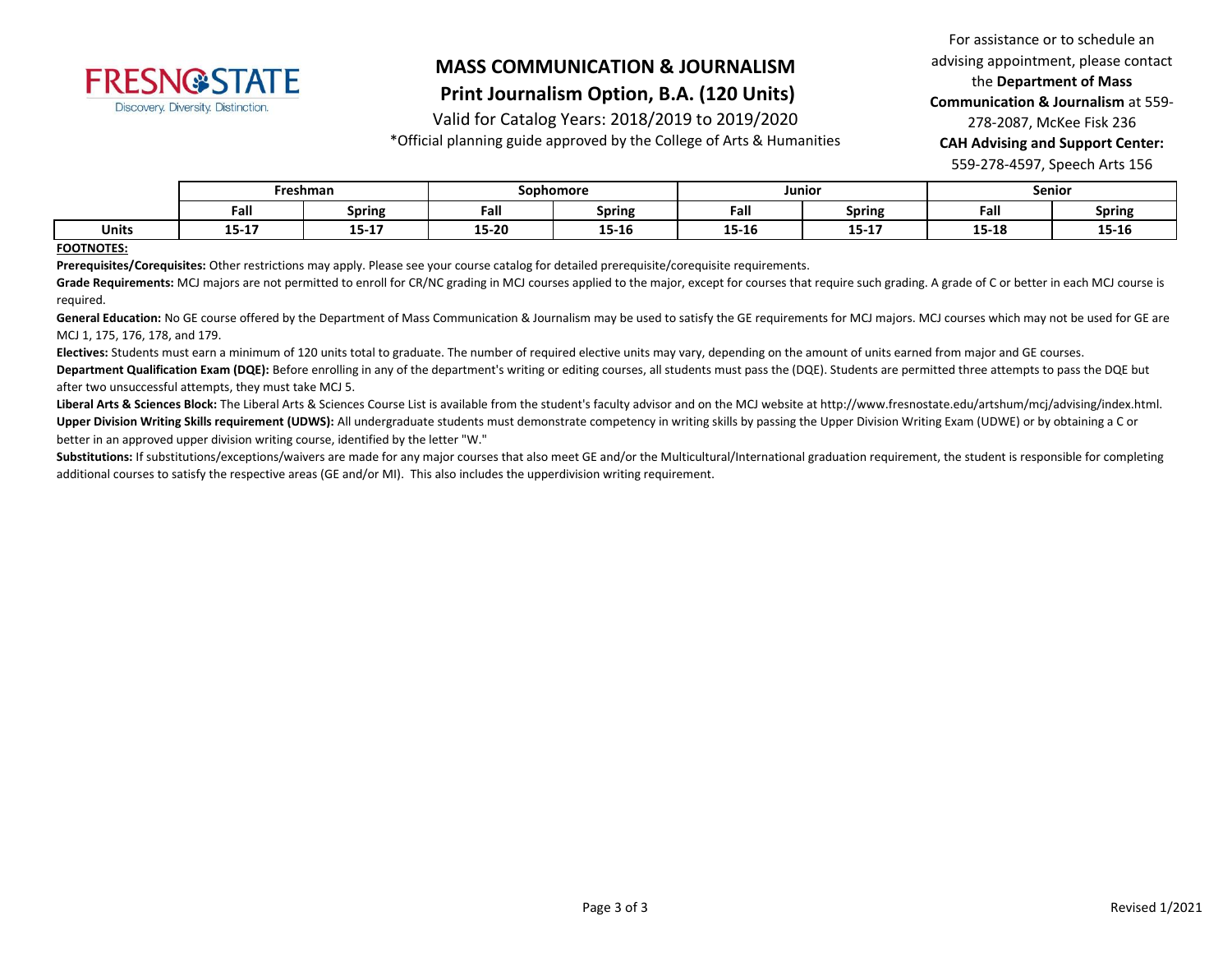# MASS COMMUNICATION & JOURNALISM

## Print Journalism Option, B.A. (120 Units)

Valid for Catalog Years: 2018/2019 to 2019/2020

*Official planning guide approved by the College of Arts & Humanities

For assistance or to schedule an advising appointment, please contact the **Department of Mass Communication & Journalism** at 559-278-2087, McKee Fisk 236

**CAH Advising and Support Center:** 559-278-4597, Speech Arts 156

| | Freshman | | Sophomore | | Junior | | Senior | |
|---|---|---|---|---|---|---|---|---|
| | **Fall** | **Spring** | **Fall** | **Spring** | **Fall** | **Spring** | **Fall** | **Spring** |
| **Units** | **15-17** | **15-17** | **15-20** | **15-16** | **15-16** | **15-17** | **15-18** | **15-16** |

**FOOTNOTES:**

**Prerequisites/Corequisites:** Other restrictions may apply. Please see your course catalog for detailed prerequisite/corequisite requirements.

**Grade Requirements:** MCJ majors are not permitted to enroll for CR/NC grading in MCJ courses applied to the major, except for courses that require such grading. A grade of C or better in each MCJ course is required.

**General Education:** No GE course offered by the Department of Mass Communication & Journalism may be used to satisfy the GE requirements for MCJ majors. MCJ courses which may not be used for GE are MCJ 1, 175, 176, 178, and 179.

**Electives:** Students must earn a minimum of 120 units total to graduate. The number of required elective units may vary, depending on the amount of units earned from major and GE courses.

**Department Qualification Exam (DQE):** Before enrolling in any of the department's writing or editing courses, all students must pass the (DQE). Students are permitted three attempts to pass the DQE but after two unsuccessful attempts, they must take MCJ 5.

**Liberal Arts & Sciences Block:** The Liberal Arts & Sciences Course List is available from the student's faculty advisor and on the MCJ website at http://www.fresnostate.edu/artshum/mcj/advising/index.html.

**Upper Division Writing Skills requirement (UDWS):** All undergraduate students must demonstrate competency in writing skills by passing the Upper Division Writing Exam (UDWE) or by obtaining a C or better in an approved upper division writing course, identified by the letter "W."

**Substitutions:** If substitutions/exceptions/waivers are made for any major courses that also meet GE and/or the Multicultural/International graduation requirement, the student is responsible for completing additional courses to satisfy the respective areas (GE and/or MI). This also includes the upperdivision writing requirement.

Revised 1/2021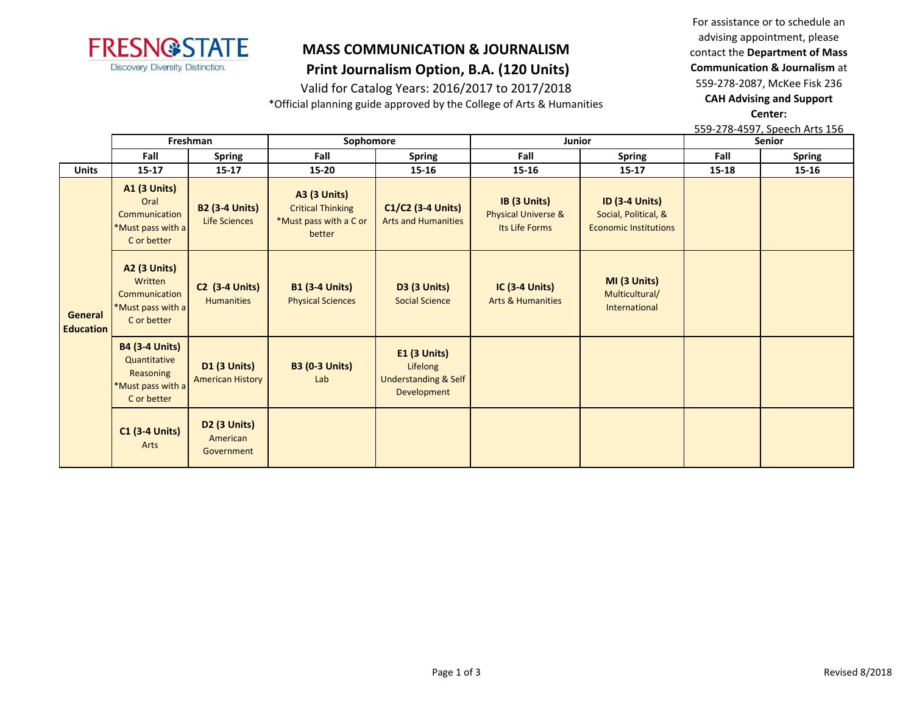# MASS COMMUNICATION & JOURNALISM

## Print Journalism Option, B.A. (120 Units)

Valid for Catalog Years: 2016/2017 to 2017/2018

*Official planning guide approved by the College of Arts & Humanities

For assistance or to schedule an advising appointment, please contact the **Department of Mass Communication & Journalism** at 559-278-2087, McKee Fisk 236

**CAH Advising and Support Center:**

559-278-4597, Speech Arts 156

| | Freshman | | Sophomore | | Junior | | Senior | |
|---|---|---|---|---|---|---|---|---|
| | **Fall** | **Spring** | **Fall** | **Spring** | **Fall** | **Spring** | **Fall** | **Spring** |
| **Units** | **15-17** | **15-17** | **15-20** | **15-16** | **15-16** | **15-17** | **15-18** | **15-16** |
| **General Education** | **A1 (3 Units)** Oral Communication *Must pass with a C or better | **B2 (3-4 Units)** Life Sciences | **A3 (3 Units)** Critical Thinking *Must pass with a C or better | **C1/C2 (3-4 Units)** Arts and Humanities | **IB (3 Units)** Physical Universe & Its Life Forms | **ID (3-4 Units)** Social, Political, & Economic Institutions | | |
| | **A2 (3 Units)** Written Communication *Must pass with a C or better | **C2 (3-4 Units)** Humanities | **B1 (3-4 Units)** Physical Sciences | **D3 (3 Units)** Social Science | **IC (3-4 Units)** Arts & Humanities | **MI (3 Units)** Multicultural/ International | | |
| | **B4 (3-4 Units)** Quantitative Reasoning *Must pass with a C or better | **D1 (3 Units)** American History | **B3 (0-3 Units)** Lab | **E1 (3 Units)** Lifelong Understanding & Self Development | | | | |
| | **C1 (3-4 Units)** Arts | **D2 (3 Units)** American Government | | | | | | |

Revised 8/2018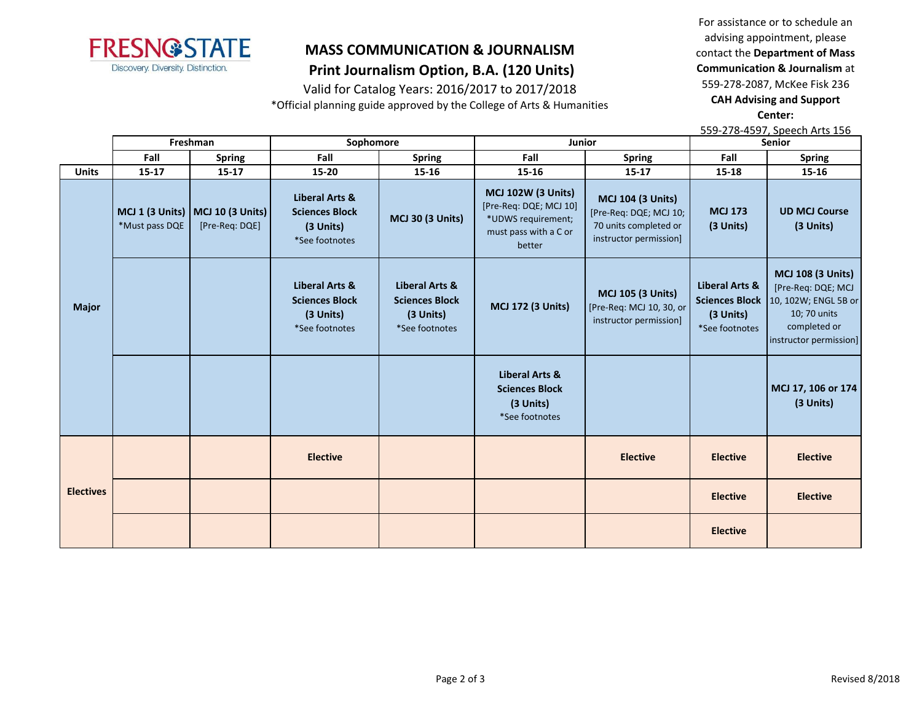FRESNO STATE
Discovery. Diversity. Distinction.

# MASS COMMUNICATION & JOURNALISM

## Print Journalism Option, B.A. (120 Units)

Valid for Catalog Years: 2016/2017 to 2017/2018

*Official planning guide approved by the College of Arts & Humanities

For assistance or to schedule an advising appointment, please contact the **Department of Mass Communication & Journalism** at 559-278-2087, McKee Fisk 236

**CAH Advising and Support Center:**
559-278-4597, Speech Arts 156

| | Freshman | | Sophomore | | Junior | | Senior | |
|---|---|---|---|---|---|---|---|---|
| | **Fall** | **Spring** | **Fall** | **Spring** | **Fall** | **Spring** | **Fall** | **Spring** |
| **Units** | **15-17** | **15-17** | **15-20** | **15-16** | **15-16** | **15-17** | **15-18** | **15-16** |
| **Major** | **MCJ 1 (3 Units)** *Must pass DQE | **MCJ 10 (3 Units)** [Pre-Req: DQE] | **Liberal Arts & Sciences Block (3 Units)** *See footnotes | **MCJ 30 (3 Units)** | **MCJ 102W (3 Units)** [Pre-Req: DQE; MCJ 10] *UDWS requirement; must pass with a C or better | **MCJ 104 (3 Units)** [Pre-Req: DQE; MCJ 10; 70 units completed or instructor permission] | **MCJ 173 (3 Units)** | **UD MCJ Course (3 Units)** |
| **Major** | | | **Liberal Arts & Sciences Block (3 Units)** *See footnotes | **Liberal Arts & Sciences Block (3 Units)** *See footnotes | **MCJ 172 (3 Units)** | **MCJ 105 (3 Units)** [Pre-Req: MCJ 10, 30, or instructor permission] | **Liberal Arts & Sciences Block (3 Units)** *See footnotes | **MCJ 108 (3 Units)** [Pre-Req: DQE; MCJ 10, 102W; ENGL 5B or 10; 70 units completed or instructor permission] |
| **Major** | | | | | **Liberal Arts & Sciences Block (3 Units)** *See footnotes | | | **MCJ 17, 106 or 174 (3 Units)** |
| **Electives** | | | **Elective** | | | **Elective** | **Elective** | **Elective** |
| **Electives** | | | | | | | **Elective** | **Elective** |
| **Electives** | | | | | | | **Elective** | |

Revised 8/2018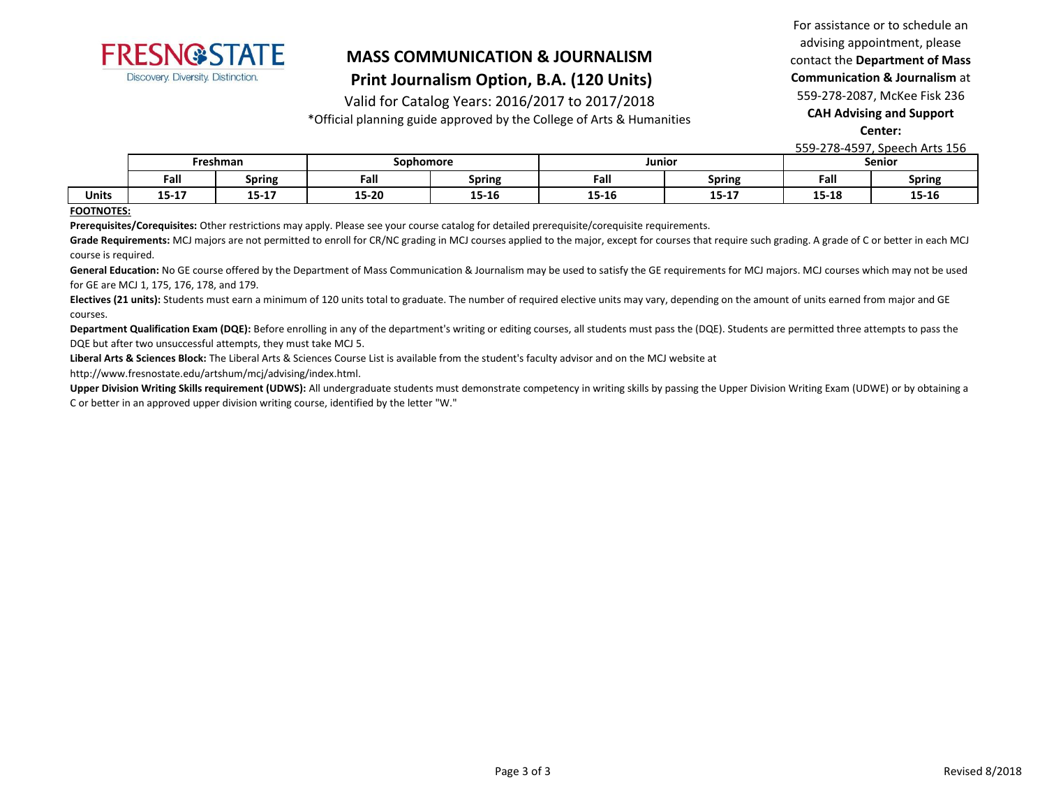FRESNO STATE
Discovery. Diversity. Distinction.

# MASS COMMUNICATION & JOURNALISM

## Print Journalism Option, B.A. (120 Units)

Valid for Catalog Years: 2016/2017 to 2017/2018

*Official planning guide approved by the College of Arts & Humanities

For assistance or to schedule an advising appointment, please contact the **Department of Mass Communication & Journalism** at 559-278-2087, McKee Fisk 236

**CAH Advising and Support Center:**

559-278-4597, Speech Arts 156

| | Freshman | | Sophomore | | Junior | | Senior | |
|---|---|---|---|---|---|---|---|---|
| | **Fall** | **Spring** | **Fall** | **Spring** | **Fall** | **Spring** | **Fall** | **Spring** |
| **Units** | **15-17** | **15-17** | **15-20** | **15-16** | **15-16** | **15-17** | **15-18** | **15-16** |

**FOOTNOTES:**

**Prerequisites/Corequisites:** Other restrictions may apply. Please see your course catalog for detailed prerequisite/corequisite requirements.

**Grade Requirements:** MCJ majors are not permitted to enroll for CR/NC grading in MCJ courses applied to the major, except for courses that require such grading. A grade of C or better in each MCJ course is required.

**General Education:** No GE course offered by the Department of Mass Communication & Journalism may be used to satisfy the GE requirements for MCJ majors. MCJ courses which may not be used for GE are MCJ 1, 175, 176, 178, and 179.

**Electives (21 units):** Students must earn a minimum of 120 units total to graduate. The number of required elective units may vary, depending on the amount of units earned from major and GE courses.

**Department Qualification Exam (DQE):** Before enrolling in any of the department's writing or editing courses, all students must pass the (DQE). Students are permitted three attempts to pass the DQE but after two unsuccessful attempts, they must take MCJ 5.

**Liberal Arts & Sciences Block:** The Liberal Arts & Sciences Course List is available from the student's faculty advisor and on the MCJ website at http://www.fresnostate.edu/artshum/mcj/advising/index.html.

**Upper Division Writing Skills requirement (UDWS):** All undergraduate students must demonstrate competency in writing skills by passing the Upper Division Writing Exam (UDWE) or by obtaining a C or better in an approved upper division writing course, identified by the letter "W."

Revised 8/2018